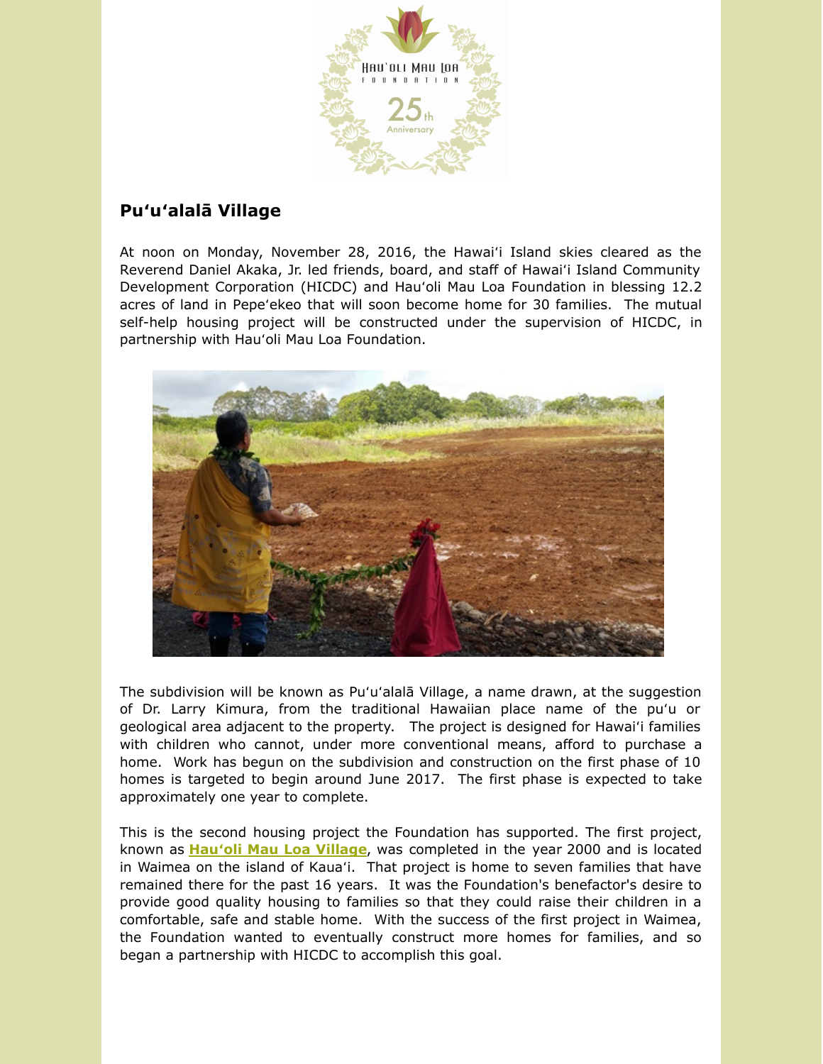## Pu‘u‘alalā Village

At noon on Monday, November 28, 2016, the Hawai‘i Island skies cleared as the Reverend Daniel Akaka, Jr. led friends, board, and staff of Hawai‘i Island Community Development Corporation (HICDC) and Hau‘oli Mau Loa Foundation in blessing 12.2 acres of land in Pepe‘ekeo that will soon become home for 30 families. The mutual self-help housing project will be constructed under the supervision of HICDC, in partnership with Hau‘oli Mau Loa Foundation.

The subdivision will be known as Pu‘u‘alalā Village, a name drawn, at the suggestion of Dr. Larry Kimura, from the traditional Hawaiian place name of the pu‘u or geological area adjacent to the property. The project is designed for Hawai‘i families with children who cannot, under more conventional means, afford to purchase a home. Work has begun on the subdivision and construction on the first phase of 10 homes is targeted to begin around June 2017. The first phase is expected to take approximately one year to complete.

This is the second housing project the Foundation has supported. The first project, known as **Hau‘oli Mau Loa Village**, was completed in the year 2000 and is located in Waimea on the island of Kaua‘i. That project is home to seven families that have remained there for the past 16 years. It was the Foundation's benefactor's desire to provide good quality housing to families so that they could raise their children in a comfortable, safe and stable home. With the success of the first project in Waimea, the Foundation wanted to eventually construct more homes for families, and so began a partnership with HICDC to accomplish this goal.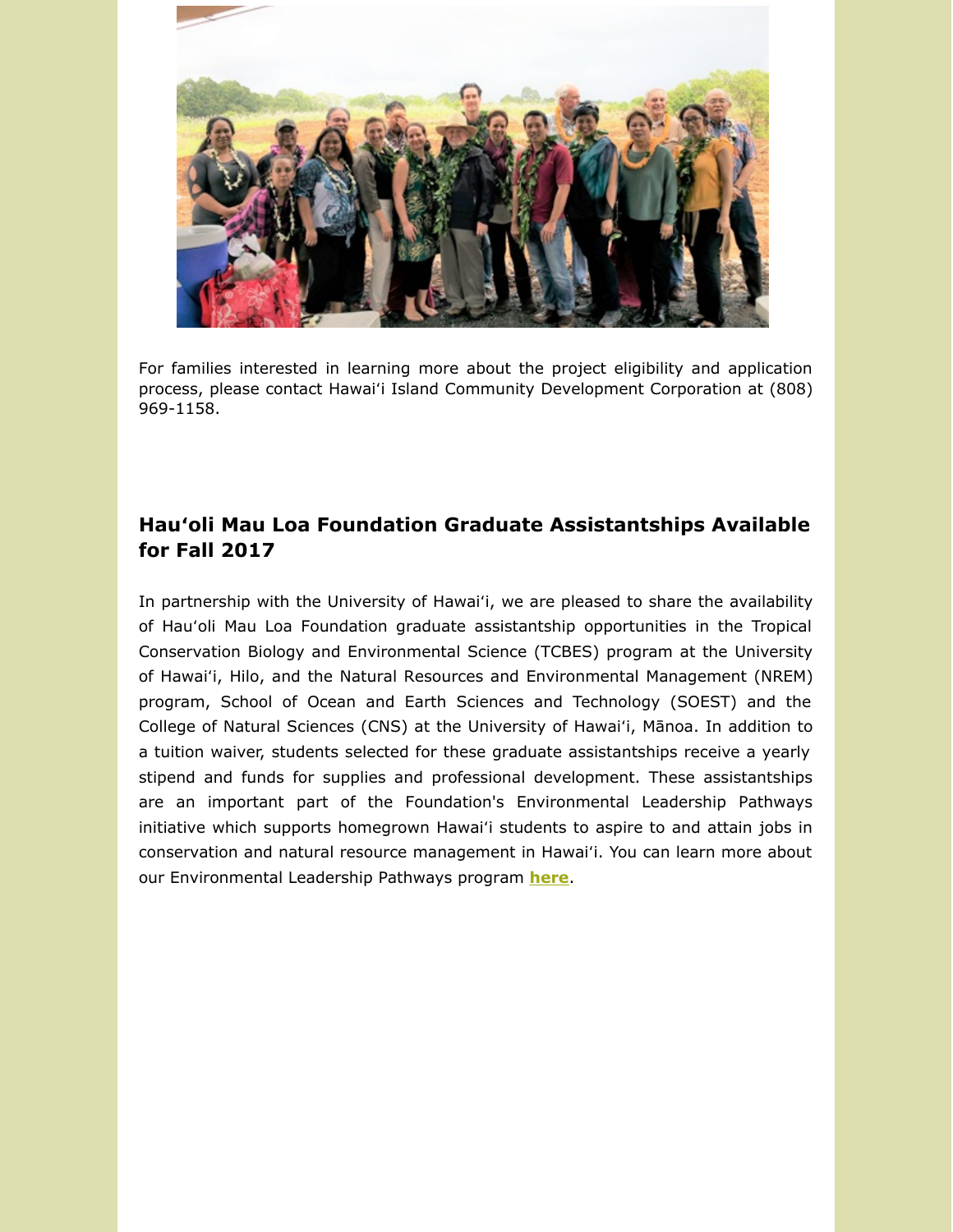For families interested in learning more about the project eligibility and application process, please contact Hawaiʻi Island Community Development Corporation at (808) 969-1158.

## Hauʻoli Mau Loa Foundation Graduate Assistantships Available for Fall 2017

In partnership with the University of Hawaiʻi, we are pleased to share the availability of Hauʻoli Mau Loa Foundation graduate assistantship opportunities in the Tropical Conservation Biology and Environmental Science (TCBES) program at the University of Hawaiʻi, Hilo, and the Natural Resources and Environmental Management (NREM) program, School of Ocean and Earth Sciences and Technology (SOEST) and the College of Natural Sciences (CNS) at the University of Hawaiʻi, Mānoa. In addition to a tuition waiver, students selected for these graduate assistantships receive a yearly stipend and funds for supplies and professional development. These assistantships are an important part of the Foundation's Environmental Leadership Pathways initiative which supports homegrown Hawaiʻi students to aspire to and attain jobs in conservation and natural resource management in Hawaiʻi. You can learn more about our Environmental Leadership Pathways program **here**.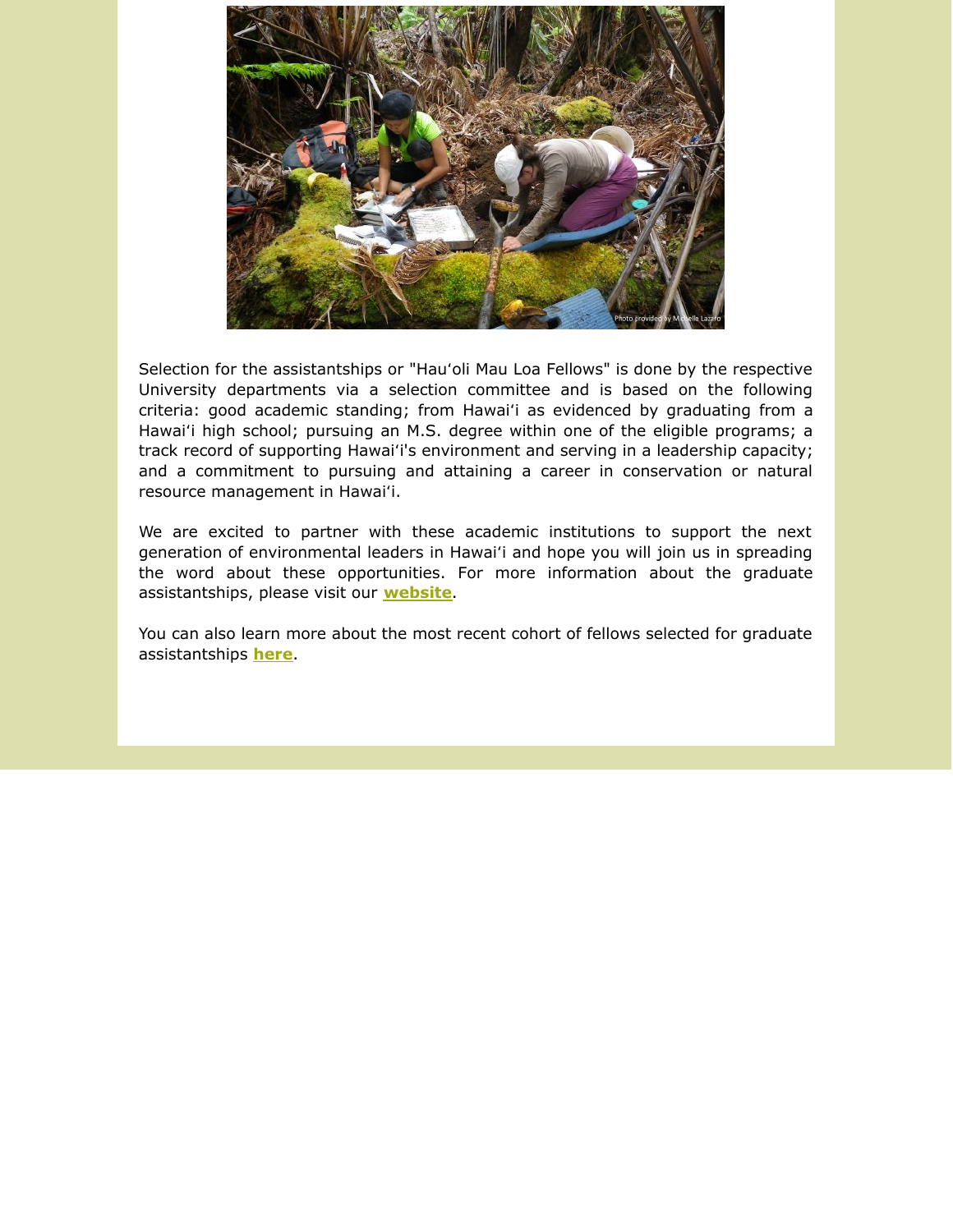Selection for the assistantships or "Hauʻoli Mau Loa Fellows" is done by the respective University departments via a selection committee and is based on the following criteria: good academic standing; from Hawaiʻi as evidenced by graduating from a Hawaiʻi high school; pursuing an M.S. degree within one of the eligible programs; a track record of supporting Hawaiʻi's environment and serving in a leadership capacity; and a commitment to pursuing and attaining a career in conservation or natural resource management in Hawaiʻi.

We are excited to partner with these academic institutions to support the next generation of environmental leaders in Hawaiʻi and hope you will join us in spreading the word about these opportunities. For more information about the graduate assistantships, please visit our **website**.

You can also learn more about the most recent cohort of fellows selected for graduate assistantships **here**.